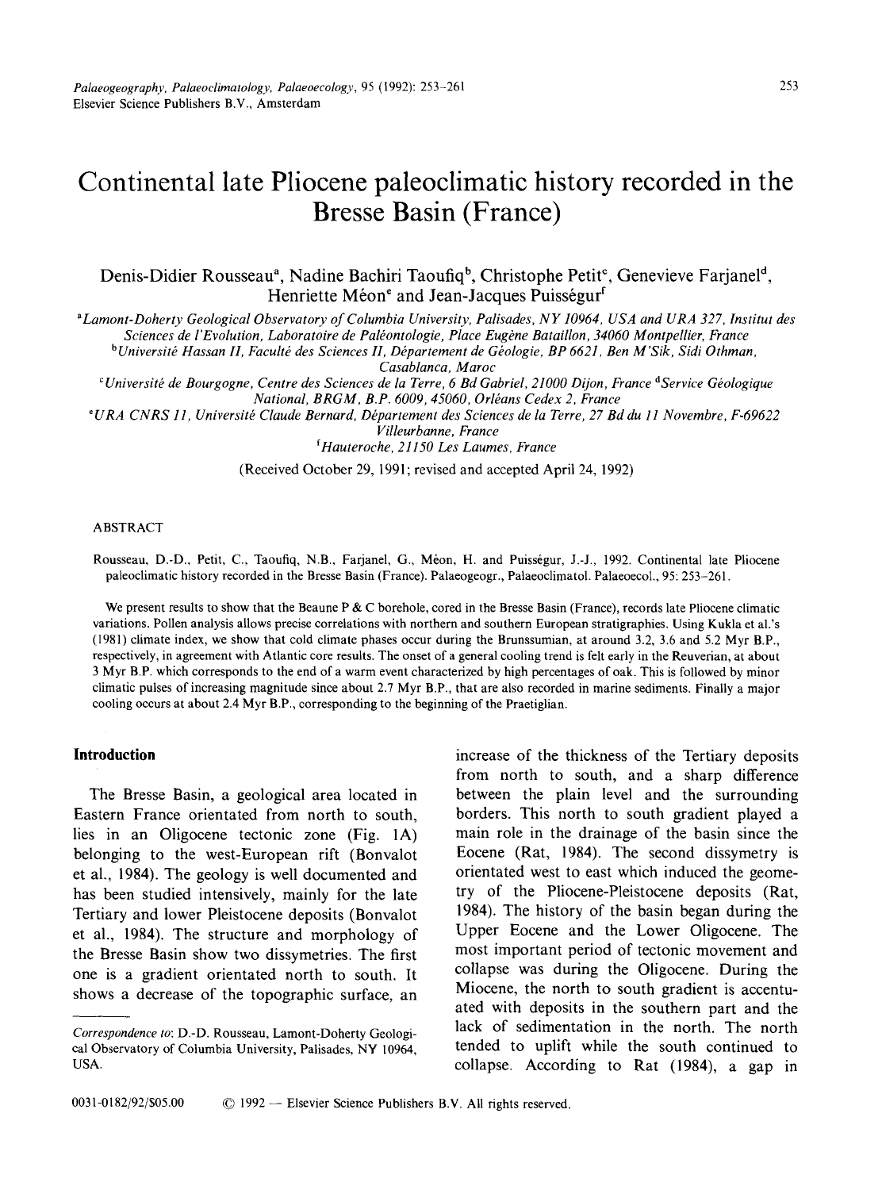# Continental late Pliocene paleoclimatic history recorded in the Bresse Basin (France)

Denis-Didier Rousseau[a], Nadine Bachiri Taoufiq[b], Christophe Petit[c], Genevieve Farjanel[d], Henriette Méon[e] and Jean-Jacques Puisségur[f]

[a] *Lamont-Doherty Geological Observatory of Columbia University, Palisades, NY 10964, USA and URA 327, Institut des Sciences de l'Evolution, Laboratoire de Paléontologie, Place Eugène Bataillon, 34060 Montpellier, France*
[b] *Université Hassan II, Faculté des Sciences II, Département de Géologie, BP 6621, Ben M'Sik, Sidi Othman, Casablanca, Maroc*
[c] *Université de Bourgogne, Centre des Sciences de la Terre, 6 Bd Gabriel, 21000 Dijon, France*
[d] *Service Géologique National, BRGM, B.P. 6009, 45060, Orléans Cedex 2, France*
[e] *URA CNRS 11, Université Claude Bernard, Département des Sciences de la Terre, 27 Bd du 11 Novembre, F-69622 Villeurbanne, France*
[f] *Hauteroche, 21150 Les Laumes, France*

(Received October 29, 1991; revised and accepted April 24, 1992)

## ABSTRACT

Rousseau, D.-D., Petit, C., Taoufiq, N.B., Farjanel, G., Méon, H. and Puisségur, J.-J., 1992. Continental late Pliocene paleoclimatic history recorded in the Bresse Basin (France). Palaeogeogr., Palaeoclimatol. Palaeoecol., 95: 253–261.

We present results to show that the Beaune P & C borehole, cored in the Bresse Basin (France), records late Pliocene climatic variations. Pollen analysis allows precise correlations with northern and southern European stratigraphies. Using Kukla et al.'s (1981) climate index, we show that cold climate phases occur during the Brunssumian, at around 3.2, 3.6 and 5.2 Myr B.P., respectively, in agreement with Atlantic core results. The onset of a general cooling trend is felt early in the Reuverian, at about 3 Myr B.P. which corresponds to the end of a warm event characterized by high percentages of oak. This is followed by minor climatic pulses of increasing magnitude since about 2.7 Myr B.P., that are also recorded in marine sediments. Finally a major cooling occurs at about 2.4 Myr B.P., corresponding to the beginning of the Praetiglian.

## Introduction

The Bresse Basin, a geological area located in Eastern France orientated from north to south, lies in an Oligocene tectonic zone (Fig. 1A) belonging to the west-European rift (Bonvalot et al., 1984). The geology is well documented and has been studied intensively, mainly for the late Tertiary and lower Pleistocene deposits (Bonvalot et al., 1984). The structure and morphology of the Bresse Basin show two dissymetries. The first one is a gradient orientated north to south. It shows a decrease of the topographic surface, an increase of the thickness of the Tertiary deposits from north to south, and a sharp difference between the plain level and the surrounding borders. This north to south gradient played a main role in the drainage of the basin since the Eocene (Rat, 1984). The second dissymetry is orientated west to east which induced the geometry of the Pliocene-Pleistocene deposits (Rat, 1984). The history of the basin began during the Upper Eocene and the Lower Oligocene. The most important period of tectonic movement and collapse was during the Oligocene. During the Miocene, the north to south gradient is accentuated with deposits in the southern part and the lack of sedimentation in the north. The north tended to uplift while the south continued to collapse. According to Rat (1984), a gap in

*Correspondence to*: D.-D. Rousseau, Lamont-Doherty Geological Observatory of Columbia University, Palisades, NY 10964, USA.

0031-0182/92/$05.00 © 1992 — Elsevier Science Publishers B.V. All rights reserved.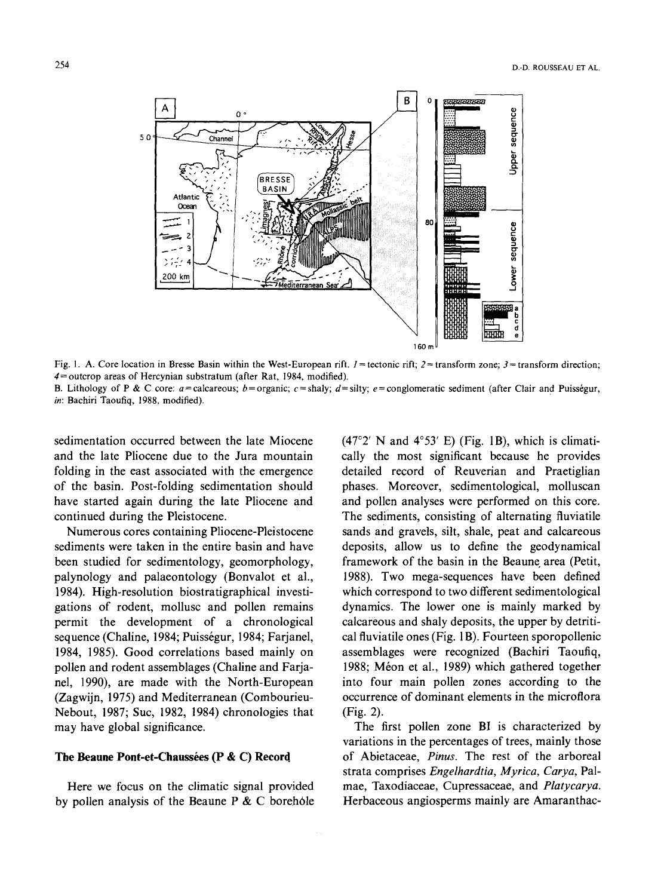Fig. 1. A. Core location in Bresse Basin within the West-European rift. *1* = tectonic rift; *2* = transform zone; *3* = transform direction; *4* = outcrop areas of Hercynian substratum (after Rat, 1984, modified).
B. Lithology of P & C core: *a* = calcareous; *b* = organic; *c* = shaly; *d* = silty; *e* = conglomeratic sediment (after Clair and Puisségur, *in*: Bachiri Taoufiq, 1988, modified).

sedimentation occurred between the late Miocene and the late Pliocene due to the Jura mountain folding in the east associated with the emergence of the basin. Post-folding sedimentation should have started again during the late Pliocene and continued during the Pleistocene.

Numerous cores containing Pliocene-Pleistocene sediments were taken in the entire basin and have been studied for sedimentology, geomorphology, palynology and palaeontology (Bonvalot et al., 1984). High-resolution biostratigraphical investigations of rodent, mollusc and pollen remains permit the development of a chronological sequence (Chaline, 1984; Puisségur, 1984; Farjanel, 1984, 1985). Good correlations based mainly on pollen and rodent assemblages (Chaline and Farjanel, 1990), are made with the North-European (Zagwijn, 1975) and Mediterranean (Combourieu-Nebout, 1987; Suc, 1982, 1984) chronologies that may have global significance.

## The Beaune Pont-et-Chaussées (P & C) Record

Here we focus on the climatic signal provided by pollen analysis of the Beaune P & C borehôle (47°2′ N and 4°53′ E) (Fig. 1B), which is climatically the most significant because he provides detailed record of Reuverian and Praetiglian phases. Moreover, sedimentological, molluscan and pollen analyses were performed on this core. The sediments, consisting of alternating fluviatile sands and gravels, silt, shale, peat and calcareous deposits, allow us to define the geodynamical framework of the basin in the Beaune area (Petit, 1988). Two mega-sequences have been defined which correspond to two different sedimentological dynamics. The lower one is mainly marked by calcareous and shaly deposits, the upper by detritical fluviatile ones (Fig. 1B). Fourteen sporopollenic assemblages were recognized (Bachiri Taoufiq, 1988; Méon et al., 1989) which gathered together into four main pollen zones according to the occurrence of dominant elements in the microflora (Fig. 2).

The first pollen zone BI is characterized by variations in the percentages of trees, mainly those of Abietaceae, *Pinus*. The rest of the arboreal strata comprises *Engelhardtia*, *Myrica*, *Carya*, Palmae, Taxodiaceae, Cupressaceae, and *Platycarya*. Herbaceous angiosperms mainly are Amaranthac-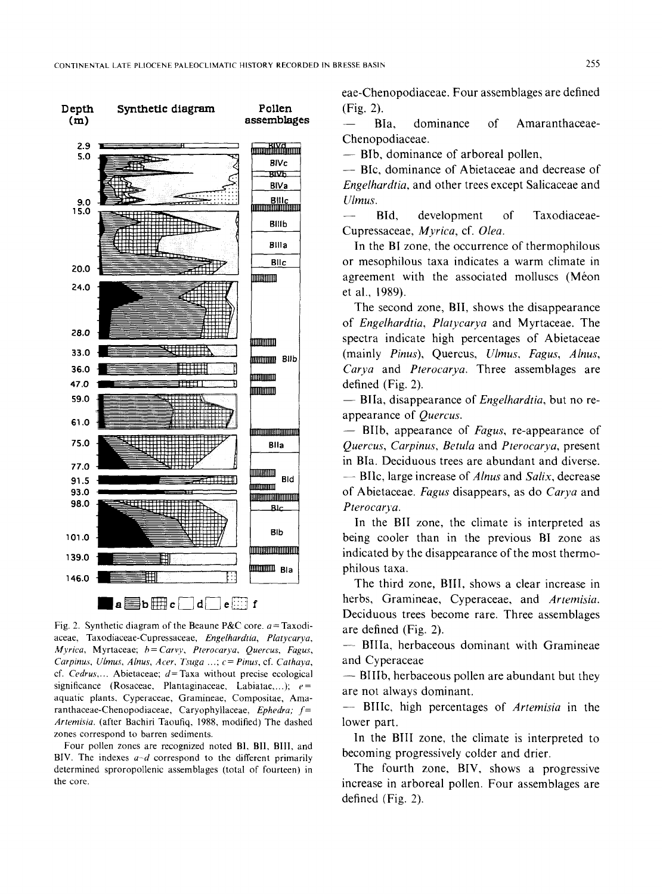Fig. 2. Synthetic diagram of the Beaune P&C core. $a$ = Taxodiaceae, Taxodiaceae-Cupressaceae, *Engelhardtia*, *Platycarya*, *Myrica*, Myrtaceae; $b$ = *Carya*, *Pterocarya*, *Quercus*, *Fagus*, *Carpinus*, *Ulmus*, *Alnus*, *Acer*, *Tsuga* ...; $c$ = *Pinus*, cf. *Cathaya*, cf. *Cedrus*,... Abietaceae; $d$ = Taxa without precise ecological significance (Rosaceae, Plantaginaceae, Labiatae,...); $e$ = aquatic plants, Cyperaceae, Gramineae, Compositae, Amaranthaceae-Chenopodiaceae, Caryophyllaceae, *Ephedra*; $f$ = *Artemisia*. (after Bachiri Taoufiq, 1988, modified) The dashed zones correspond to barren sediments.

Four pollen zones are recognized noted BI, BII, BIII, and BIV. The indexes $a$–$d$ correspond to the different primarily determined sproropollenic assemblages (total of fourteen) in the core.

eae-Chenopodiaceae. Four assemblages are defined (Fig. 2).

— BIa, dominance of Amaranthaceae-Chenopodiaceae.

— BIb, dominance of arboreal pollen,

— BIc, dominance of Abietaceae and decrease of *Engelhardtia*, and other trees except Salicaceae and *Ulmus*.

— BId, development of Taxodiaceae-Cupressaceae, *Myrica*, cf. *Olea*.

In the BI zone, the occurrence of thermophilous or mesophilous taxa indicates a warm climate in agreement with the associated molluscs (Méon et al., 1989).

The second zone, BII, shows the disappearance of *Engelhardtia*, *Platycarya* and Myrtaceae. The spectra indicate high percentages of Abietaceae (mainly *Pinus*), Quercus, *Ulmus*, *Fagus*, *Alnus*, *Carya* and *Pterocarya*. Three assemblages are defined (Fig. 2).

— BIIa, disappearance of *Engelhardtia*, but no re-appearance of *Quercus*.

— BIIb, appearance of *Fagus*, re-appearance of *Quercus*, *Carpinus*, *Betula* and *Pterocarya*, present in BIa. Deciduous trees are abundant and diverse.

— BIIc, large increase of *Alnus* and *Salix*, decrease of Abietaceae. *Fagus* disappears, as do *Carya* and *Pterocarya*.

In the BII zone, the climate is interpreted as being cooler than in the previous BI zone as indicated by the disappearance of the most thermophilous taxa.

The third zone, BIII, shows a clear increase in herbs, Gramineae, Cyperaceae, and *Artemisia*. Deciduous trees become rare. Three assemblages are defined (Fig. 2).

— BIIIa, herbaceous dominant with Gramineae and Cyperaceae

— BIIIb, herbaceous pollen are abundant but they are not always dominant.

— BIIIc, high percentages of *Artemisia* in the lower part.

In the BIII zone, the climate is interpreted to becoming progressively colder and drier.

The fourth zone, BIV, shows a progressive increase in arboreal pollen. Four assemblages are defined (Fig. 2).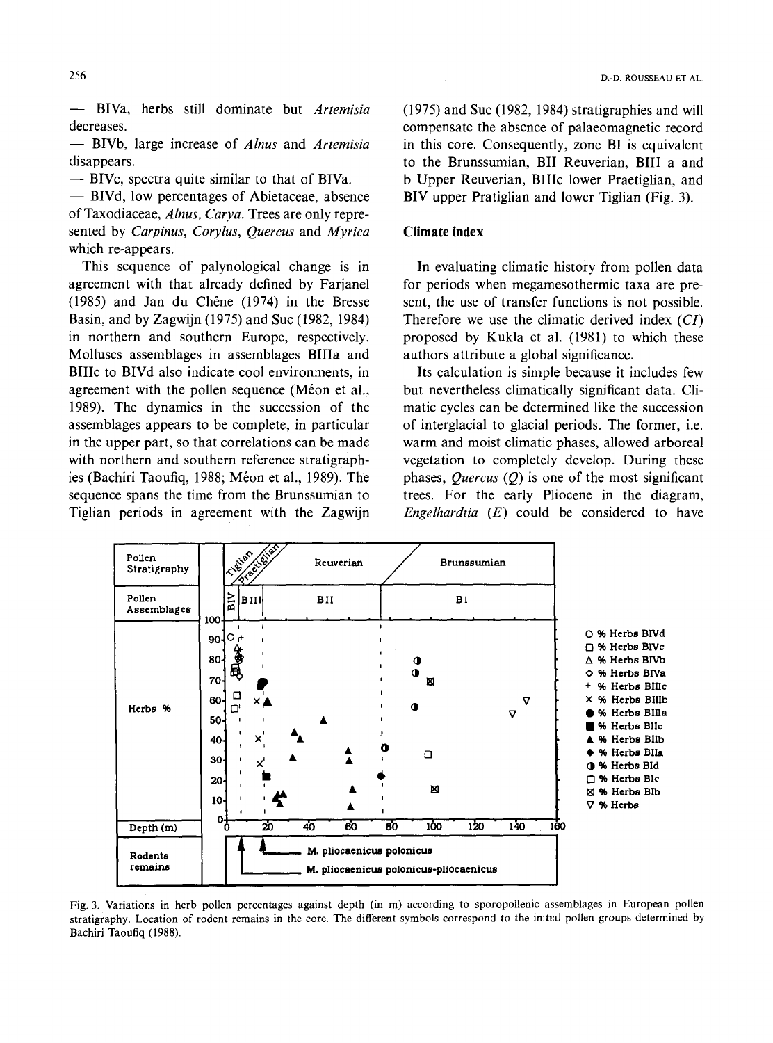— BIVa, herbs still dominate but *Artemisia* decreases.

— BIVb, large increase of *Alnus* and *Artemisia* disappears.

— BIVc, spectra quite similar to that of BIVa.

— BIVd, low percentages of Abietaceae, absence of Taxodiaceae, *Alnus, Carya*. Trees are only represented by *Carpinus, Corylus, Quercus* and *Myrica* which re-appears.

This sequence of palynological change is in agreement with that already defined by Farjanel (1985) and Jan du Chêne (1974) in the Bresse Basin, and by Zagwijn (1975) and Suc (1982, 1984) in northern and southern Europe, respectively. Molluscs assemblages in assemblages BIIIa and BIIIc to BIVd also indicate cool environments, in agreement with the pollen sequence (Méon et al., 1989). The dynamics in the succession of the assemblages appears to be complete, in particular in the upper part, so that correlations can be made with northern and southern reference stratigraphies (Bachiri Taoufiq, 1988; Méon et al., 1989). The sequence spans the time from the Brunssumian to Tiglian periods in agreement with the Zagwijn (1975) and Suc (1982, 1984) stratigraphies and will compensate the absence of palaeomagnetic record in this core. Consequently, zone BI is equivalent to the Brunssumian, BII Reuverian, BIII a and b Upper Reuverian, BIIIc lower Praetiglian, and BIV upper Pratiglian and lower Tiglian (Fig. 3).

## Climate index

In evaluating climatic history from pollen data for periods when megamesothermic taxa are present, the use of transfer functions is not possible. Therefore we use the climatic derived index (*CI*) proposed by Kukla et al. (1981) to which these authors attribute a global significance.

Its calculation is simple because it includes few but nevertheless climatically significant data. Climatic cycles can be determined like the succession of interglacial to glacial periods. The former, i.e. warm and moist climatic phases, allowed arboreal vegetation to completely develop. During these phases, *Quercus* (*Q*) is one of the most significant trees. For the early Pliocene in the diagram, *Engelhardtia* (*E*) could be considered to have

Fig. 3. Variations in herb pollen percentages against depth (in m) according to sporopollenic assemblages in European pollen stratigraphy. Location of rodent remains in the core. The different symbols correspond to the initial pollen groups determined by Bachiri Taoufiq (1988).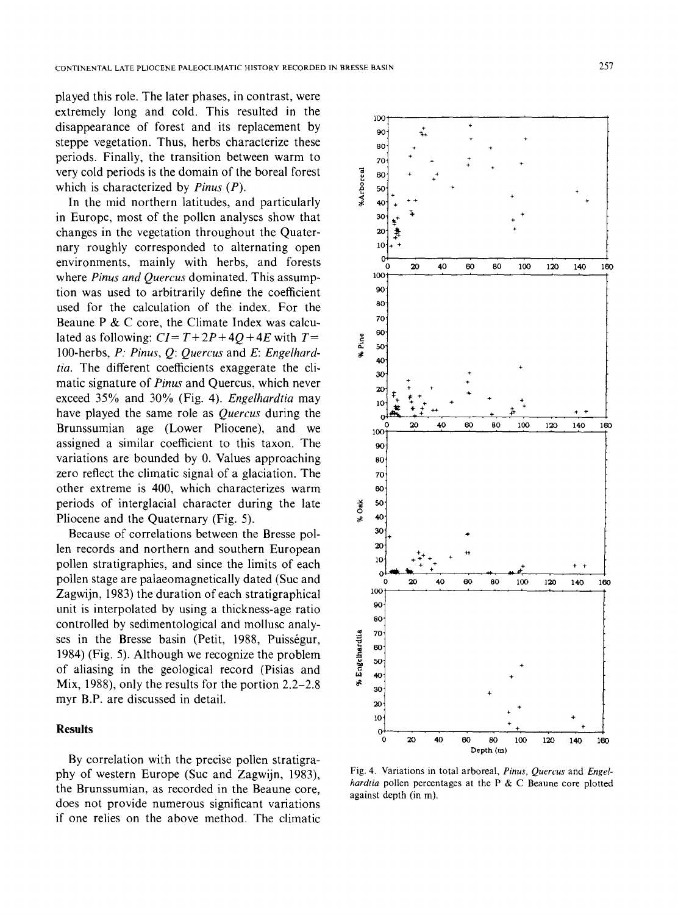played this role. The later phases, in contrast, were extremely long and cold. This resulted in the disappearance of forest and its replacement by steppe vegetation. Thus, herbs characterize these periods. Finally, the transition between warm to very cold periods is the domain of the boreal forest which is characterized by *Pinus* (*P*).

In the mid northern latitudes, and particularly in Europe, most of the pollen analyses show that changes in the vegetation throughout the Quaternary roughly corresponded to alternating open environments, mainly with herbs, and forests where *Pinus and Quercus* dominated. This assumption was used to arbitrarily define the coefficient used for the calculation of the index. For the Beaune P & C core, the Climate Index was calculated as following: $CI = T + 2P + 4Q + 4E$ with $T =$ 100-herbs, *P*: *Pinus*, *Q*: *Quercus* and *E*: *Engelhardtia*. The different coefficients exaggerate the climatic signature of *Pinus* and Quercus, which never exceed 35% and 30% (Fig. 4). *Engelhardtia* may have played the same role as *Quercus* during the Brunssumian age (Lower Pliocene), and we assigned a similar coefficient to this taxon. The variations are bounded by 0. Values approaching zero reflect the climatic signal of a glaciation. The other extreme is 400, which characterizes warm periods of interglacial character during the late Pliocene and the Quaternary (Fig. 5).

Because of correlations between the Bresse pollen records and northern and southern European pollen stratigraphies, and since the limits of each pollen stage are palaeomagnetically dated (Suc and Zagwijn, 1983) the duration of each stratigraphical unit is interpolated by using a thickness-age ratio controlled by sedimentological and mollusc analyses in the Bresse basin (Petit, 1988, Puisségur, 1984) (Fig. 5). Although we recognize the problem of aliasing in the geological record (Pisias and Mix, 1988), only the results for the portion 2.2–2.8 myr B.P. are discussed in detail.

## Results

By correlation with the precise pollen stratigraphy of western Europe (Suc and Zagwijn, 1983), the Brunssumian, as recorded in the Beaune core, does not provide numerous significant variations if one relies on the above method. The climatic

Fig. 4. Variations in total arboreal, *Pinus*, *Quercus* and *Engelhardtia* pollen percentages at the P & C Beaune core plotted against depth (in m).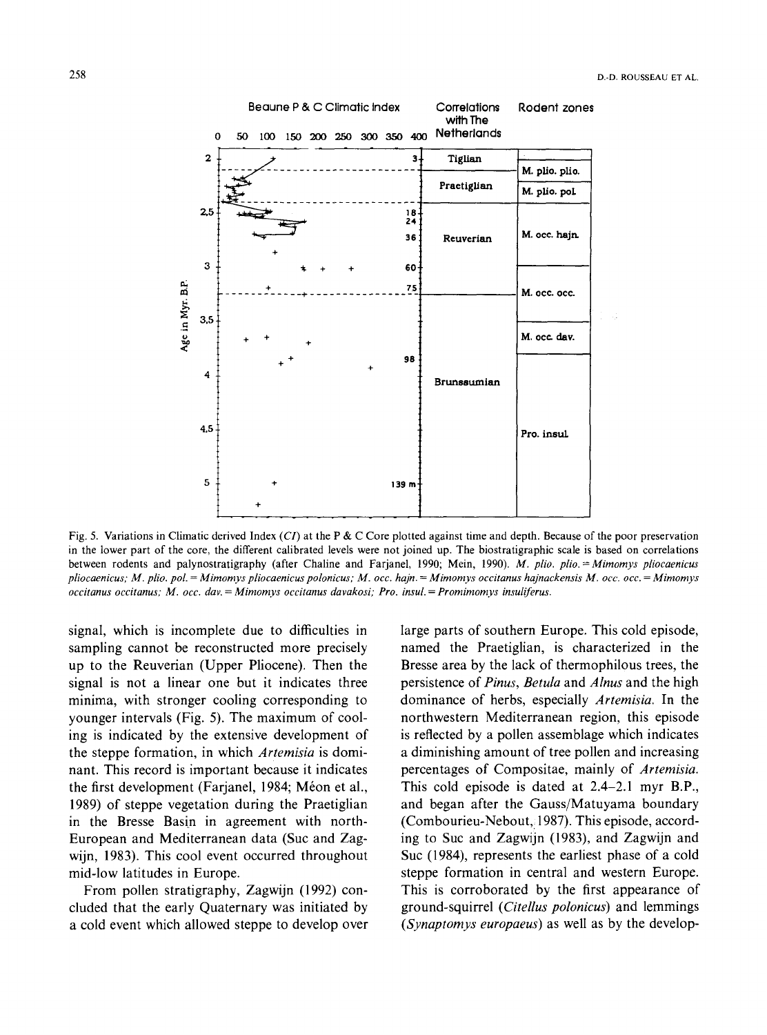Fig. 5. Variations in Climatic derived Index (*CI*) at the P & C Core plotted against time and depth. Because of the poor preservation in the lower part of the core, the different calibrated levels were not joined up. The biostratigraphic scale is based on correlations between rodents and palynostratigraphy (after Chaline and Farjanel, 1990; Mein, 1990). *M. plio. plio.* = *Mimomys pliocaenicus pliocaenicus; M. plio. pol.* = *Mimomys pliocaenicus polonicus; M. occ. hajn.* = *Mimomys occitanus hajnackensis M. occ. occ.* = *Mimomys occitanus occitanus; M. occ. dav.* = *Mimomys occitanus davakosi; Pro. insul.* = *Promimomys insuliferus.*

signal, which is incomplete due to difficulties in sampling cannot be reconstructed more precisely up to the Reuverian (Upper Pliocene). Then the signal is not a linear one but it indicates three minima, with stronger cooling corresponding to younger intervals (Fig. 5). The maximum of cooling is indicated by the extensive development of the steppe formation, in which *Artemisia* is dominant. This record is important because it indicates the first development (Farjanel, 1984; Méon et al., 1989) of steppe vegetation during the Praetiglian in the Bresse Basin in agreement with north-European and Mediterranean data (Suc and Zagwijn, 1983). This cool event occurred throughout mid-low latitudes in Europe.

From pollen stratigraphy, Zagwijn (1992) concluded that the early Quaternary was initiated by a cold event which allowed steppe to develop over large parts of southern Europe. This cold episode, named the Praetiglian, is characterized in the Bresse area by the lack of thermophilous trees, the persistence of *Pinus*, *Betula* and *Alnus* and the high dominance of herbs, especially *Artemisia*. In the northwestern Mediterranean region, this episode is reflected by a pollen assemblage which indicates a diminishing amount of tree pollen and increasing percentages of Compositae, mainly of *Artemisia*. This cold episode is dated at 2.4–2.1 myr B.P., and began after the Gauss/Matuyama boundary (Combourieu-Nebout, 1987). This episode, according to Suc and Zagwijn (1983), and Zagwijn and Suc (1984), represents the earliest phase of a cold steppe formation in central and western Europe. This is corroborated by the first appearance of ground-squirrel (*Citellus polonicus*) and lemmings (*Synaptomys europaeus*) as well as by the develop-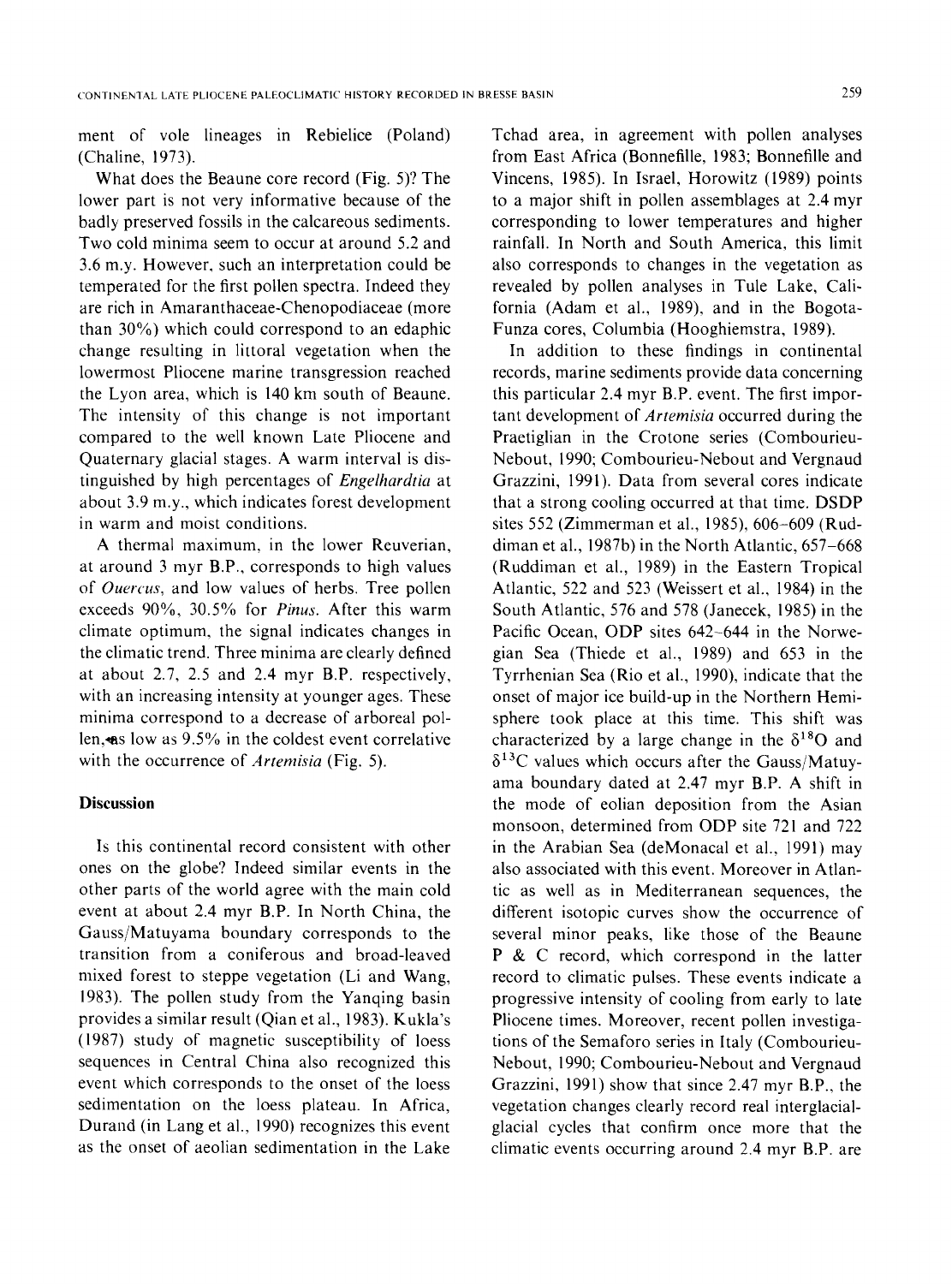ment of vole lineages in Rebielice (Poland) (Chaline, 1973).

What does the Beaune core record (Fig. 5)? The lower part is not very informative because of the badly preserved fossils in the calcareous sediments. Two cold minima seem to occur at around 5.2 and 3.6 m.y. However, such an interpretation could be temperated for the first pollen spectra. Indeed they are rich in Amaranthaceae-Chenopodiaceae (more than 30%) which could correspond to an edaphic change resulting in littoral vegetation when the lowermost Pliocene marine transgression reached the Lyon area, which is 140 km south of Beaune. The intensity of this change is not important compared to the well known Late Pliocene and Quaternary glacial stages. A warm interval is distinguished by high percentages of *Engelhardtia* at about 3.9 m.y., which indicates forest development in warm and moist conditions.

A thermal maximum, in the lower Reuverian, at around 3 myr B.P., corresponds to high values of *Quercus*, and low values of herbs. Tree pollen exceeds 90%, 30.5% for *Pinus*. After this warm climate optimum, the signal indicates changes in the climatic trend. Three minima are clearly defined at about 2.7, 2.5 and 2.4 myr B.P. respectively, with an increasing intensity at younger ages. These minima correspond to a decrease of arboreal pollen, as low as 9.5% in the coldest event correlative with the occurrence of *Artemisia* (Fig. 5).

## Discussion

Is this continental record consistent with other ones on the globe? Indeed similar events in the other parts of the world agree with the main cold event at about 2.4 myr B.P. In North China, the Gauss/Matuyama boundary corresponds to the transition from a coniferous and broad-leaved mixed forest to steppe vegetation (Li and Wang, 1983). The pollen study from the Yanqing basin provides a similar result (Qian et al., 1983). Kukla's (1987) study of magnetic susceptibility of loess sequences in Central China also recognized this event which corresponds to the onset of the loess sedimentation on the loess plateau. In Africa, Durand (in Lang et al., 1990) recognizes this event as the onset of aeolian sedimentation in the Lake Tchad area, in agreement with pollen analyses from East Africa (Bonnefille, 1983; Bonnefille and Vincens, 1985). In Israel, Horowitz (1989) points to a major shift in pollen assemblages at 2.4 myr corresponding to lower temperatures and higher rainfall. In North and South America, this limit also corresponds to changes in the vegetation as revealed by pollen analyses in Tule Lake, California (Adam et al., 1989), and in the Bogota-Funza cores, Columbia (Hooghiemstra, 1989).

In addition to these findings in continental records, marine sediments provide data concerning this particular 2.4 myr B.P. event. The first important development of *Artemisia* occurred during the Praetiglian in the Crotone series (Combourieu-Nebout, 1990; Combourieu-Nebout and Vergnaud Grazzini, 1991). Data from several cores indicate that a strong cooling occurred at that time. DSDP sites 552 (Zimmerman et al., 1985), 606–609 (Ruddiman et al., 1987b) in the North Atlantic, 657–668 (Ruddiman et al., 1989) in the Eastern Tropical Atlantic, 522 and 523 (Weissert et al., 1984) in the South Atlantic, 576 and 578 (Janecek, 1985) in the Pacific Ocean, ODP sites 642–644 in the Norwegian Sea (Thiede et al., 1989) and 653 in the Tyrrhenian Sea (Rio et al., 1990), indicate that the onset of major ice build-up in the Northern Hemisphere took place at this time. This shift was characterized by a large change in the $\delta^{18}O$ and $\delta^{13}C$ values which occurs after the Gauss/Matuyama boundary dated at 2.47 myr B.P. A shift in the mode of eolian deposition from the Asian monsoon, determined from ODP site 721 and 722 in the Arabian Sea (deMonacal et al., 1991) may also associated with this event. Moreover in Atlantic as well as in Mediterranean sequences, the different isotopic curves show the occurrence of several minor peaks, like those of the Beaune P & C record, which correspond in the latter record to climatic pulses. These events indicate a progressive intensity of cooling from early to late Pliocene times. Moreover, recent pollen investigations of the Semaforo series in Italy (Combourieu-Nebout, 1990; Combourieu-Nebout and Vergnaud Grazzini, 1991) show that since 2.47 myr B.P., the vegetation changes clearly record real interglacial-glacial cycles that confirm once more that the climatic events occurring around 2.4 myr B.P. are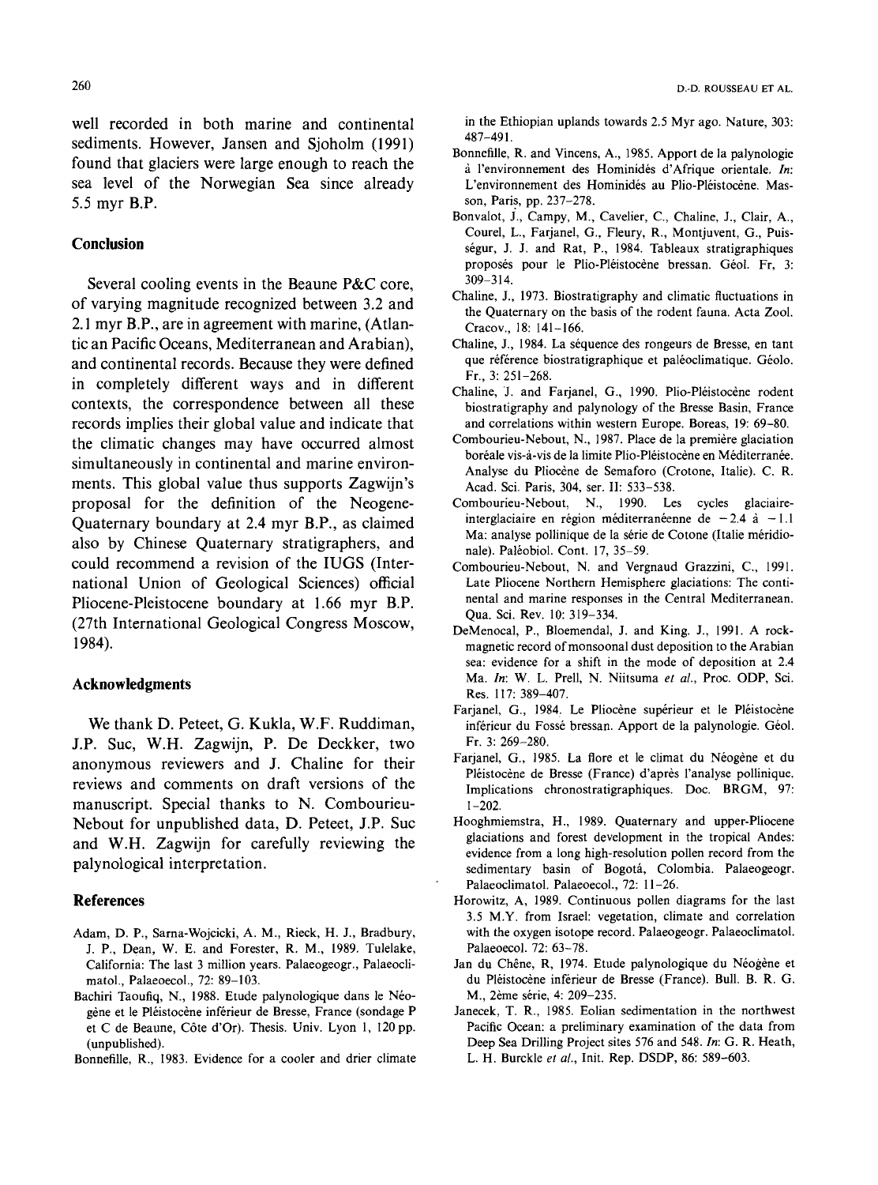well recorded in both marine and continental sediments. However, Jansen and Sjoholm (1991) found that glaciers were large enough to reach the sea level of the Norwegian Sea since already 5.5 myr B.P.

## Conclusion

Several cooling events in the Beaune P&C core, of varying magnitude recognized between 3.2 and 2.1 myr B.P., are in agreement with marine, (Atlantic an Pacific Oceans, Mediterranean and Arabian), and continental records. Because they were defined in completely different ways and in different contexts, the correspondence between all these records implies their global value and indicate that the climatic changes may have occurred almost simultaneously in continental and marine environments. This global value thus supports Zagwijn's proposal for the definition of the Neogene-Quaternary boundary at 2.4 myr B.P., as claimed also by Chinese Quaternary stratigraphers, and could recommend a revision of the IUGS (International Union of Geological Sciences) official Pliocene-Pleistocene boundary at 1.66 myr B.P. (27th International Geological Congress Moscow, 1984).

## Acknowledgments

We thank D. Peteet, G. Kukla, W.F. Ruddiman, J.P. Suc, W.H. Zagwijn, P. De Deckker, two anonymous reviewers and J. Chaline for their reviews and comments on draft versions of the manuscript. Special thanks to N. Combourieu-Nebout for unpublished data, D. Peteet, J.P. Suc and W.H. Zagwijn for carefully reviewing the palynological interpretation.

## References

Adam, D. P., Sarna-Wojcicki, A. M., Rieck, H. J., Bradbury, J. P., Dean, W. E. and Forester, R. M., 1989. Tulelake, California: The last 3 million years. Palaeogeogr., Palaeoclimatol., Palaeoecol., 72: 89–103.

Bachiri Taoufiq, N., 1988. Etude palynologique dans le Néogène et le Pléistocène inférieur de Bresse, France (sondage P et C de Beaune, Côte d'Or). Thesis. Univ. Lyon 1, 120 pp. (unpublished).

Bonnefille, R., 1983. Evidence for a cooler and drier climate in the Ethiopian uplands towards 2.5 Myr ago. Nature, 303: 487–491.

Bonnefille, R. and Vincens, A., 1985. Apport de la palynologie à l'environnement des Hominidés d'Afrique orientale. *In*: L'environnement des Hominidés au Plio-Pléistocène. Masson, Paris, pp. 237–278.

Bonvalot, J., Campy, M., Cavelier, C., Chaline, J., Clair, A., Courel, L., Farjanel, G., Fleury, R., Montjuvent, G., Puisségur, J. J. and Rat, P., 1984. Tableaux stratigraphiques proposés pour le Plio-Pléistocène bressan. Géol. Fr, 3: 309–314.

Chaline, J., 1973. Biostratigraphy and climatic fluctuations in the Quaternary on the basis of the rodent fauna. Acta Zool. Cracov., 18: 141–166.

Chaline, J., 1984. La séquence des rongeurs de Bresse, en tant que référence biostratigraphique et paléoclimatique. Géolo. Fr., 3: 251–268.

Chaline, J. and Farjanel, G., 1990. Plio-Pléistocène rodent biostratigraphy and palynology of the Bresse Basin, France and correlations within western Europe. Boreas, 19: 69–80.

Combourieu-Nebout, N., 1987. Place de la première glaciation boréale vis-à-vis de la limite Plio-Pléistocène en Méditerranée. Analyse du Pliocène de Semaforo (Crotone, Italie). C. R. Acad. Sci. Paris, 304, ser. II: 533–538.

Combourieu-Nebout, N., 1990. Les cycles glaciaire-interglaciaire en région méditerranéenne de −2.4 à −1.1 Ma: analyse pollinique de la série de Cotone (Italie méridionale). Paléobiol. Cont. 17, 35–59.

Combourieu-Nebout, N. and Vergnaud Grazzini, C., 1991. Late Pliocene Northern Hemisphere glaciations: The continental and marine responses in the Central Mediterranean. Qua. Sci. Rev. 10: 319–334.

DeMenocal, P., Bloemendal, J. and King. J., 1991. A rock-magnetic record of monsoonal dust deposition to the Arabian sea: evidence for a shift in the mode of deposition at 2.4 Ma. *In*: W. L. Prell, N. Niitsuma *et al.*, Proc. ODP, Sci. Res. 117: 389–407.

Farjanel, G., 1984. Le Pliocène supérieur et le Pléistocène inférieur du Fossé bressan. Apport de la palynologie. Géol. Fr. 3: 269–280.

Farjanel, G., 1985. La flore et le climat du Néogène et du Pléistocène de Bresse (France) d'après l'analyse pollinique. Implications chronostratigraphiques. Doc. BRGM, 97: 1–202.

Hooghmiemstra, H., 1989. Quaternary and upper-Pliocene glaciations and forest development in the tropical Andes: evidence from a long high-resolution pollen record from the sedimentary basin of Bogotá, Colombia. Palaeogeogr. Palaeoclimatol. Palaeoecol., 72: 11–26.

Horowitz, A, 1989. Continuous pollen diagrams for the last 3.5 M.Y. from Israel: vegetation, climate and correlation with the oxygen isotope record. Palaeogeogr. Palaeoclimatol. Palaeoecol. 72: 63–78.

Jan du Chêne, R, 1974. Etude palynologique du Néogène et du Pléistocène inférieur de Bresse (France). Bull. B. R. G. M., 2ème série, 4: 209–235.

Janecek, T. R., 1985. Eolian sedimentation in the northwest Pacific Ocean: a preliminary examination of the data from Deep Sea Drilling Project sites 576 and 548. *In*: G. R. Heath, L. H. Burckle *et al.*, Init. Rep. DSDP, 86: 589–603.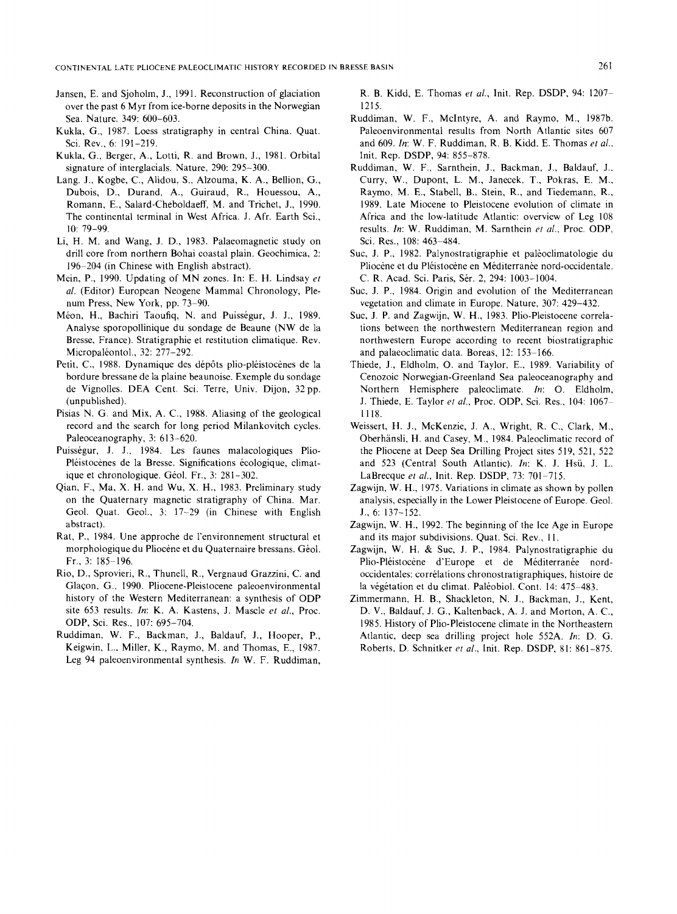Jansen, E. and Sjoholm, J., 1991. Reconstruction of glaciation over the past 6 Myr from ice-borne deposits in the Norwegian Sea. Nature, 349: 600–603.

Kukla, G., 1987. Loess stratigraphy in central China. Quat. Sci. Rev., 6: 191–219.

Kukla, G., Berger, A., Lotti, R. and Brown, J., 1981. Orbital signature of interglacials. Nature, 290: 295–300.

Lang, J., Kogbe, C., Alidou, S., Alzouma, K. A., Bellion, G., Dubois, D., Durand, A., Guiraud, R., Houessou, A., Romann, E., Salard-Cheboldaeff, M. and Trichet, J., 1990. The continental terminal in West Africa. J. Afr. Earth Sci., 10: 79–99.

Li, H. M. and Wang, J. D., 1983. Palaeomagnetic study on drill core from northern Bohai coastal plain. Geochimica, 2: 196–204 (in Chinese with English abstract).

Mein, P., 1990. Updating of MN zones. In: E. H. Lindsay *et al.* (Editor) European Neogene Mammal Chronology, Plenum Press, New York, pp. 73–90.

Méon, H., Bachiri Taoufiq, N. and Puisségur, J. J., 1989. Analyse sporopollinique du sondage de Beaune (NW de la Bresse, France). Stratigraphie et restitution climatique. Rev. Micropaléontol., 32: 277–292.

Petit, C., 1988. Dynamique des dépôts plio-pléistocènes de la bordure bressane de la plaine beaunoise. Exemple du sondage de Vignolles. DEA Cent. Sci. Terre, Univ. Dijon, 32 pp. (unpublished).

Pisias N. G. and Mix, A. C., 1988. Aliasing of the geological record and the search for long period Milankovitch cycles. Paleoceanography, 3: 613–620.

Puisségur, J. J., 1984. Les faunes malacologiques Plio-Pléistocènes de la Bresse. Significations écologique, climatique et chronologique. Géol. Fr., 3: 281–302.

Qian, F., Ma, X. H. and Wu, X. H., 1983. Preliminary study on the Quaternary magnetic stratigraphy of China. Mar. Geol. Quat. Geol., 3: 17–29 (in Chinese with English abstract).

Rat, P., 1984. Une approche de l'environnement structural et morphologique du Pliocène et du Quaternaire bressans. Géol. Fr., 3: 185–196.

Rio, D., Sprovieri, R., Thunell, R., Vergnaud Grazzini, C. and Glaçon, G., 1990. Pliocene-Pleistocene paleoenvironmental history of the Western Mediterranean: a synthesis of ODP site 653 results. *In*: K. A. Kastens, J. Mascle *et al.*, Proc. ODP, Sci. Res., 107: 695–704.

Ruddiman, W. F., Backman, J., Baldauf, J., Hooper, P., Keigwin, L., Miller, K., Raymo, M. and Thomas, E., 1987. Leg 94 paleoenvironmental synthesis. *In* W. F. Ruddiman, R. B. Kidd, E. Thomas *et al.*, Init. Rep. DSDP, 94: 1207–1215.

Ruddiman, W. F., McIntyre, A. and Raymo, M., 1987b. Paleoenvironmental results from North Atlantic sites 607 and 609. *In*: W. F. Ruddiman, R. B. Kidd, E. Thomas *et al.*, Init. Rep. DSDP, 94: 855–878.

Ruddiman, W. F., Sarnthein, J., Backman, J., Baldauf, J., Curry, W., Dupont, L. M., Janecek, T., Pokras, E. M., Raymo, M. E., Stabell, B., Stein, R., and Tiedemann, R., 1989. Late Miocene to Pleistocene evolution of climate in Africa and the low-latitude Atlantic: overview of Leg 108 results. *In*: W. Ruddiman, M. Sarnthein *et al.*, Proc. ODP, Sci. Res., 108: 463–484.

Suc, J. P., 1982. Palynostratigraphie et paléoclimatologie du Pliocène et du Pléistocène en Méditerranée nord-occidentale. C. R. Acad. Sci. Paris, Sér. 2, 294: 1003–1004.

Suc, J. P., 1984. Origin and evolution of the Mediterranean vegetation and climate in Europe. Nature, 307: 429–432.

Suc, J. P. and Zagwijn, W. H., 1983. Plio-Pleistocene correlations between the northwestern Mediterranean region and northwestern Europe according to recent biostratigraphic and palaeoclimatic data. Boreas, 12: 153–166.

Thiede, J., Eldholm, O. and Taylor, E., 1989. Variability of Cenozoic Norwegian-Greenland Sea paleoceanography and Northern Hemisphere paleoclimate. *In*: O. Eldholm, J. Thiede, E. Taylor *et al.*, Proc. ODP, Sci. Res., 104: 1067–1118.

Weissert, H. J., McKenzie, J. A., Wright, R. C., Clark, M., Oberhänsli, H. and Casey, M., 1984. Paleoclimatic record of the Pliocene at Deep Sea Drilling Project sites 519, 521, 522 and 523 (Central South Atlantic). *In*: K. J. Hsü, J. L. LaBrecque *et al.*, Init. Rep. DSDP, 73: 701–715.

Zagwijn, W. H., 1975. Variations in climate as shown by pollen analysis, especially in the Lower Pleistocene of Europe. Geol. J., 6: 137–152.

Zagwijn, W. H., 1992. The beginning of the Ice Age in Europe and its major subdivisions. Quat. Sci. Rev., 11.

Zagwijn, W. H. & Suc, J. P., 1984. Palynostratigraphie du Plio-Pléistocène d'Europe et de Méditerranée nord-occidentales: corrélations chronostratigraphiques, histoire de la végétation et du climat. Paléobiol. Cont. 14: 475–483.

Zimmermann, H. B., Shackleton, N. J., Backman, J., Kent, D. V., Baldauf, J. G., Kaltenback, A. J. and Morton, A. C., 1985. History of Plio-Pleistocene climate in the Northeastern Atlantic, deep sea drilling project hole 552A. *In*: D. G. Roberts, D. Schnitker *et al.*, Init. Rep. DSDP, 81: 861–875.